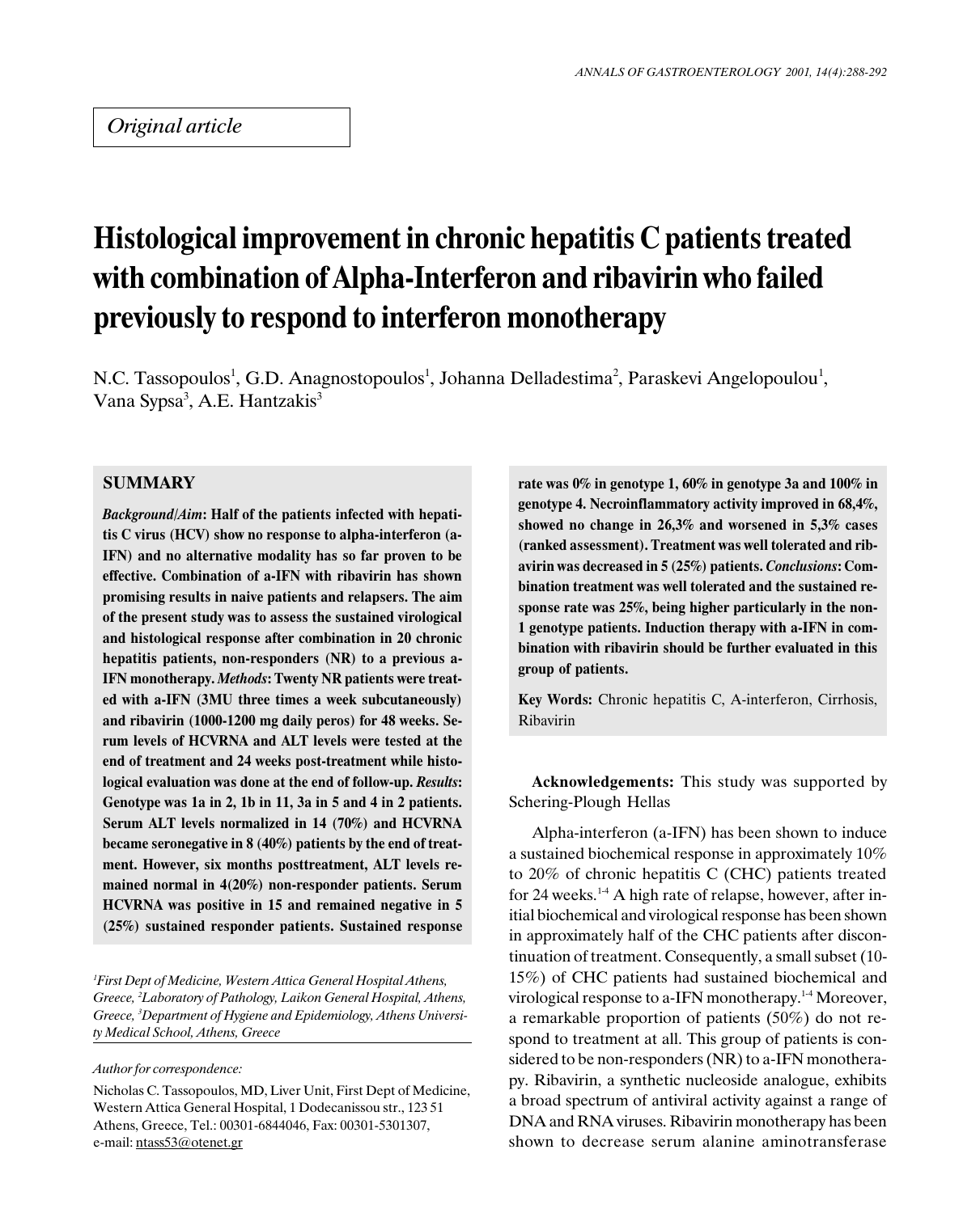*Original article*

# Histological improvement in chronic hepatitis C patients treated with combination of Alpha-Interferon and ribavirin who failed previously to respond to interferon monotherapy

N.C. Tassopoulos[1], G.D. Anagnostopoulos[1], Johanna Delladestima[2], Paraskevi Angelopoulou[1], Vana Sypsa[3], A.E. Hantzakis[3]

## SUMMARY

***Background/Aim*: Half of the patients infected with hepatitis C virus (HCV) show no response to alpha-interferon (a-IFN) and no alternative modality has so far proven to be effective. Combination of a-IFN with ribavirin has shown promising results in naive patients and relapsers. The aim of the present study was to assess the sustained virological and histological response after combination in 20 chronic hepatitis patients, non-responders (NR) to a previous a-IFN monotherapy. *Methods*: Twenty NR patients were treated with a-IFN (3MU three times a week subcutaneously) and ribavirin (1000-1200 mg daily peros) for 48 weeks. Serum levels of HCVRNA and ALT levels were tested at the end of treatment and 24 weeks post-treatment while histological evaluation was done at the end of follow-up. *Results*: Genotype was 1a in 2, 1b in 11, 3a in 5 and 4 in 2 patients. Serum ALT levels normalized in 14 (70%) and HCVRNA became seronegative in 8 (40%) patients by the end of treatment. However, six months posttreatment, ALT levels remained normal in 4(20%) non-responder patients. Serum HCVRNA was positive in 15 and remained negative in 5 (25%) sustained responder patients. Sustained response rate was 0% in genotype 1, 60% in genotype 3a and 100% in genotype 4. Necroinflammatory activity improved in 68,4%, showed no change in 26,3% and worsened in 5,3% cases (ranked assessment). Treatment was well tolerated and ribavirin was decreased in 5 (25%) patients. *Conclusions*: Combination treatment was well tolerated and the sustained response rate was 25%, being higher particularly in the non-1 genotype patients. Induction therapy with a-IFN in combination with ribavirin should be further evaluated in this group of patients.**

**Key Words:** Chronic hepatitis C, A-interferon, Cirrhosis, Ribavirin

[1]*First Dept of Medicine, Western Attica General Hospital Athens, Greece,* [2]*Laboratory of Pathology, Laikon General Hospital, Athens, Greece,* [3]*Department of Hygiene and Epidemiology, Athens University Medical School, Athens, Greece*

*Author for correspondence:*

Nicholas C. Tassopoulos, MD, Liver Unit, First Dept of Medicine, Western Attica General Hospital, 1 Dodecanissou str., 123 51 Athens, Greece, Tel.: 00301-6844046, Fax: 00301-5301307, e-mail: ntass53@otenet.gr

**Acknowledgements:** This study was supported by Schering-Plough Hellas

Alpha-interferon (a-IFN) has been shown to induce a sustained biochemical response in approximately 10% to 20% of chronic hepatitis C (CHC) patients treated for 24 weeks.[1-4] A high rate of relapse, however, after initial biochemical and virological response has been shown in approximately half of the CHC patients after discontinuation of treatment. Consequently, a small subset (10-15%) of CHC patients had sustained biochemical and virological response to a-IFN monotherapy.[1-4] Moreover, a remarkable proportion of patients (50%) do not respond to treatment at all. This group of patients is considered to be non-responders (NR) to a-IFN monotherapy. Ribavirin, a synthetic nucleoside analogue, exhibits a broad spectrum of antiviral activity against a range of DNA and RNA viruses. Ribavirin monotherapy has been shown to decrease serum alanine aminotransferase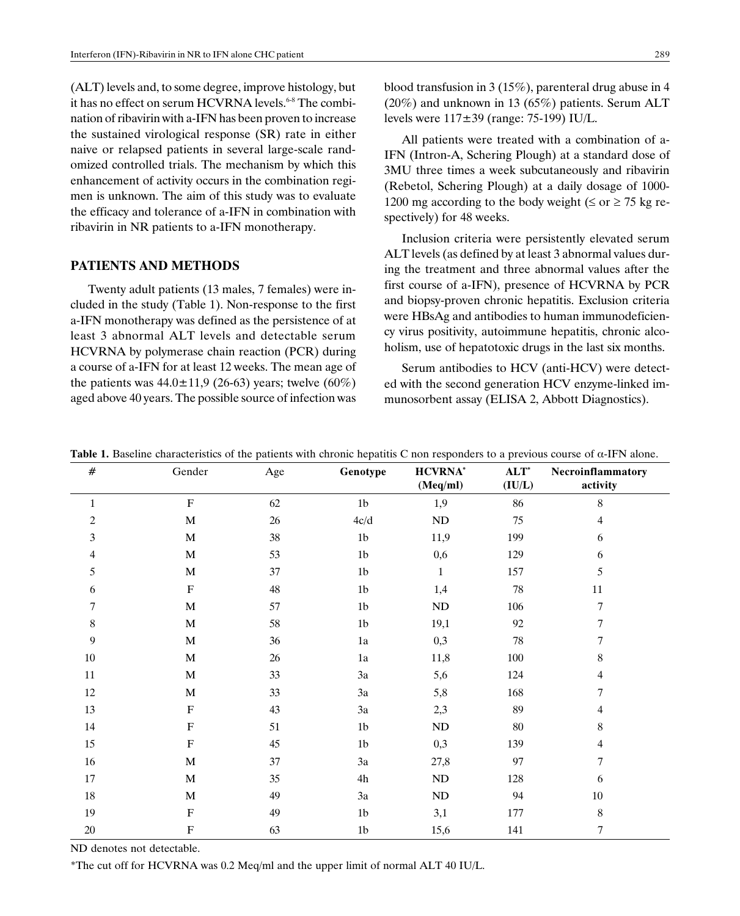(ALT) levels and, to some degree, improve histology, but it has no effect on serum HCVRNA levels.[6-8] The combination of ribavirin with a-IFN has been proven to increase the sustained virological response (SR) rate in either naive or relapsed patients in several large-scale randomized controlled trials. The mechanism by which this enhancement of activity occurs in the combination regimen is unknown. The aim of this study was to evaluate the efficacy and tolerance of a-IFN in combination with ribavirin in NR patients to a-IFN monotherapy.

## PATIENTS AND METHODS

Twenty adult patients (13 males, 7 females) were included in the study (Table 1). Non-response to the first a-IFN monotherapy was defined as the persistence of at least 3 abnormal ALT levels and detectable serum HCVRNA by polymerase chain reaction (PCR) during a course of a-IFN for at least 12 weeks. The mean age of the patients was 44.0±11,9 (26-63) years; twelve (60%) aged above 40 years. The possible source of infection was blood transfusion in 3 (15%), parenteral drug abuse in 4 (20%) and unknown in 13 (65%) patients. Serum ALT levels were 117±39 (range: 75-199) IU/L.

All patients were treated with a combination of a-IFN (Intron-A, Schering Plough) at a standard dose of 3MU three times a week subcutaneously and ribavirin (Rebetol, Schering Plough) at a daily dosage of 1000-1200 mg according to the body weight (≤ or ≥ 75 kg respectively) for 48 weeks.

Inclusion criteria were persistently elevated serum ALT levels (as defined by at least 3 abnormal values during the treatment and three abnormal values after the first course of a-IFN), presence of HCVRNA by PCR and biopsy-proven chronic hepatitis. Exclusion criteria were HBsAg and antibodies to human immunodeficiency virus positivity, autoimmune hepatitis, chronic alcoholism, use of hepatotoxic drugs in the last six months.

Serum antibodies to HCV (anti-HCV) were detected with the second generation HCV enzyme-linked immunosorbent assay (ELISA 2, Abbott Diagnostics).

**Table 1.** Baseline characteristics of the patients with chronic hepatitis C non responders to a previous course of α-IFN alone.

| # | Gender | Age | Genotype | HCVRNA* (Meq/ml) | ALT* (IU/L) | Necroinflammatory activity |
|---|---|---|---|---|---|---|
| 1 | F | 62 | 1b | 1,9 | 86 | 8 |
| 2 | M | 26 | 4c/d | ND | 75 | 4 |
| 3 | M | 38 | 1b | 11,9 | 199 | 6 |
| 4 | M | 53 | 1b | 0,6 | 129 | 6 |
| 5 | M | 37 | 1b | 1 | 157 | 5 |
| 6 | F | 48 | 1b | 1,4 | 78 | 11 |
| 7 | M | 57 | 1b | ND | 106 | 7 |
| 8 | M | 58 | 1b | 19,1 | 92 | 7 |
| 9 | M | 36 | 1a | 0,3 | 78 | 7 |
| 10 | M | 26 | 1a | 11,8 | 100 | 8 |
| 11 | M | 33 | 3a | 5,6 | 124 | 4 |
| 12 | M | 33 | 3a | 5,8 | 168 | 7 |
| 13 | F | 43 | 3a | 2,3 | 89 | 4 |
| 14 | F | 51 | 1b | ND | 80 | 8 |
| 15 | F | 45 | 1b | 0,3 | 139 | 4 |
| 16 | M | 37 | 3a | 27,8 | 97 | 7 |
| 17 | M | 35 | 4h | ND | 128 | 6 |
| 18 | M | 49 | 3a | ND | 94 | 10 |
| 19 | F | 49 | 1b | 3,1 | 177 | 8 |
| 20 | F | 63 | 1b | 15,6 | 141 | 7 |

ND denotes not detectable.

*The cut off for HCVRNA was 0.2 Meq/ml and the upper limit of normal ALT 40 IU/L.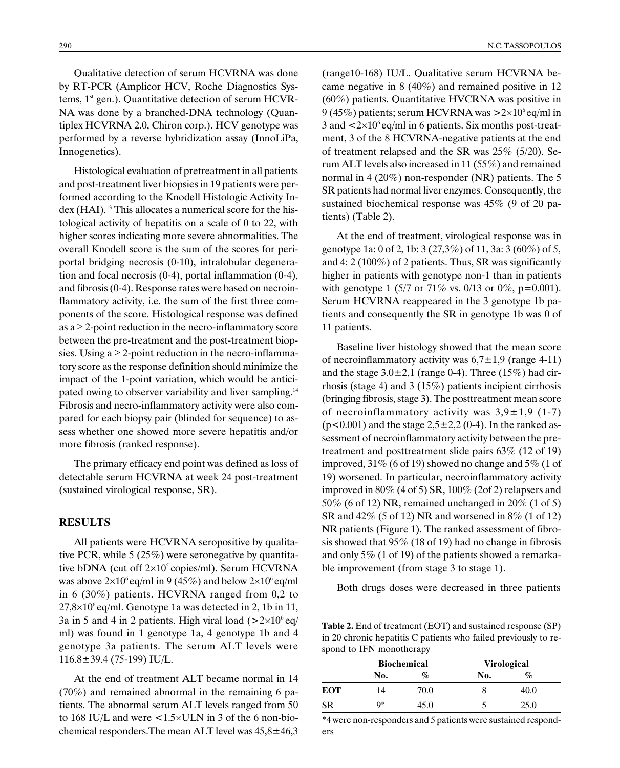Qualitative detection of serum HCVRNA was done by RT-PCR (Amplicor HCV, Roche Diagnostics Systems, 1[st] gen.). Quantitative detection of serum HCVRNA was done by a branched-DNA technology (Quantiplex HCVRNA 2.0, Chiron corp.). HCV genotype was performed by a reverse hybridization assay (InnoLiPa, Innogenetics).

Histological evaluation of pretreatment in all patients and post-treatment liver biopsies in 19 patients were performed according to the Knodell Histologic Activity Index (HAI).[13] This allocates a numerical score for the histological activity of hepatitis on a scale of 0 to 22, with higher scores indicating more severe abnormalities. The overall Knodell score is the sum of the scores for periportal bridging necrosis (0-10), intralobular degeneration and focal necrosis (0-4), portal inflammation (0-4), and fibrosis (0-4). Response rates were based on necroinflammatory activity, i.e. the sum of the first three components of the score. Histological response was defined as a ≥ 2-point reduction in the necro-inflammatory score between the pre-treatment and the post-treatment biopsies. Using a ≥ 2-point reduction in the necro-inflammatory score as the response definition should minimize the impact of the 1-point variation, which would be anticipated owing to observer variability and liver sampling.[14] Fibrosis and necro-inflammatory activity were also compared for each biopsy pair (blinded for sequence) to assess whether one showed more severe hepatitis and/or more fibrosis (ranked response).

The primary efficacy end point was defined as loss of detectable serum HCVRNA at week 24 post-treatment (sustained virological response, SR).

## RESULTS

All patients were HCVRNA seropositive by qualitative PCR, while 5 (25%) were seronegative by quantitative bDNA (cut off $2\times10^5$ copies/ml). Serum HCVRNA was above $2\times10^6$ eq/ml in 9 (45%) and below $2\times10^6$ eq/ml in 6 (30%) patients. HCVRNA ranged from 0,2 to $27{,}8\times10^6$ eq/ml. Genotype 1a was detected in 2, 1b in 11, 3a in 5 and 4 in 2 patients. High viral load ($>2\times10^6$ eq/ml) was found in 1 genotype 1a, 4 genotype 1b and 4 genotype 3a patients. The serum ALT levels were 116.8±39.4 (75-199) IU/L.

At the end of treatment ALT became normal in 14 (70%) and remained abnormal in the remaining 6 patients. The abnormal serum ALT levels ranged from 50 to 168 IU/L and were <1.5×ULN in 3 of the 6 non-biochemical responders.The mean ALT level was 45,8±46,3 (range10-168) IU/L. Qualitative serum HCVRNA became negative in 8 (40%) and remained positive in 12 (60%) patients. Quantitative HVCRNA was positive in 9 (45%) patients; serum HCVRNA was $>2\times10^6$ eq/ml in 3 and $<2\times10^6$ eq/ml in 6 patients. Six months post-treatment, 3 of the 8 HCVRNA-negative patients at the end of treatment relapsed and the SR was 25% (5/20). Serum ALT levels also increased in 11 (55%) and remained normal in 4 (20%) non-responder (NR) patients. The 5 SR patients had normal liver enzymes. Consequently, the sustained biochemical response was 45% (9 of 20 patients) (Table 2).

At the end of treatment, virological response was in genotype 1a: 0 of 2, 1b: 3 (27,3%) of 11, 3a: 3 (60%) of 5, and 4: 2 (100%) of 2 patients. Thus, SR was significantly higher in patients with genotype non-1 than in patients with genotype 1 (5/7 or 71% vs. 0/13 or 0%, p=0.001). Serum HCVRNA reappeared in the 3 genotype 1b patients and consequently the SR in genotype 1b was 0 of 11 patients.

Baseline liver histology showed that the mean score of necroinflammatory activity was 6,7±1,9 (range 4-11) and the stage 3.0±2,1 (range 0-4). Three (15%) had cirrhosis (stage 4) and 3 (15%) patients incipient cirrhosis (bringing fibrosis, stage 3). The posttreatment mean score of necroinflammatory activity was 3,9±1,9 (1-7) (p<0.001) and the stage 2,5±2,2 (0-4). In the ranked assessment of necroinflammatory activity between the pretreatment and posttreatment slide pairs 63% (12 of 19) improved, 31% (6 of 19) showed no change and 5% (1 of 19) worsened. In particular, necroinflammatory activity improved in 80% (4 of 5) SR, 100% (2of 2) relapsers and 50% (6 of 12) NR, remained unchanged in 20% (1 of 5) SR and 42% (5 of 12) NR and worsened in 8% (1 of 12) NR patients (Figure 1). The ranked assessment of fibrosis showed that 95% (18 of 19) had no change in fibrosis and only 5% (1 of 19) of the patients showed a remarkable improvement (from stage 3 to stage 1).

Both drugs doses were decreased in three patients

**Table 2.** End of treatment (EOT) and sustained response (SP) in 20 chronic hepatitis C patients who failed previously to respond to IFN monotherapy

| | Biochemical | | Virological | |
|---|---|---|---|---|
| | No. | % | No. | % |
| EOT | 14 | 70.0 | 8 | 40.0 |
| SR | 9* | 45.0 | 5 | 25.0 |

*4 were non-responders and 5 patients were sustained responders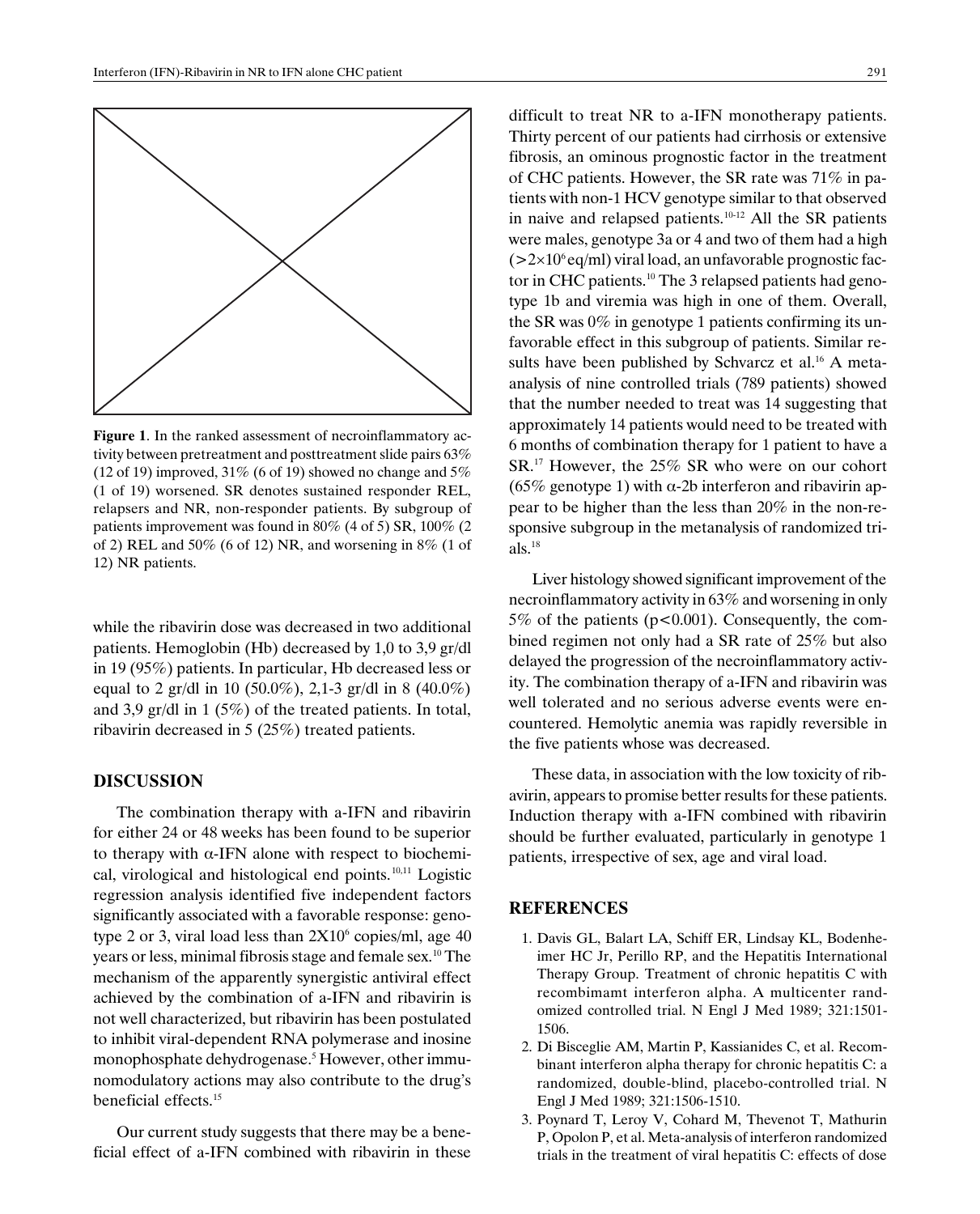**Figure 1**. In the ranked assessment of necroinflammatory activity between pretreatment and posttreatment slide pairs 63% (12 of 19) improved, 31% (6 of 19) showed no change and 5% (1 of 19) worsened. SR denotes sustained responder REL, relapsers and NR, non-responder patients. By subgroup of patients improvement was found in 80% (4 of 5) SR, 100% (2 of 2) REL and 50% (6 of 12) NR, and worsening in 8% (1 of 12) NR patients.

while the ribavirin dose was decreased in two additional patients. Hemoglobin (Hb) decreased by 1,0 to 3,9 gr/dl in 19 (95%) patients. In particular, Hb decreased less or equal to 2 gr/dl in 10 (50.0%), 2,1-3 gr/dl in 8 (40.0%) and 3,9 gr/dl in 1 (5%) of the treated patients. In total, ribavirin decreased in 5 (25%) treated patients.

## DISCUSSION

The combination therapy with a-IFN and ribavirin for either 24 or 48 weeks has been found to be superior to therapy with α-IFN alone with respect to biochemical, virological and histological end points.[10,11] Logistic regression analysis identified five independent factors significantly associated with a favorable response: genotype 2 or 3, viral load less than $2X10^6$ copies/ml, age 40 years or less, minimal fibrosis stage and female sex.[10] The mechanism of the apparently synergistic antiviral effect achieved by the combination of a-IFN and ribavirin is not well characterized, but ribavirin has been postulated to inhibit viral-dependent RNA polymerase and inosine monophosphate dehydrogenase.[5] However, other immunomodulatory actions may also contribute to the drug's beneficial effects.[15]

Our current study suggests that there may be a beneficial effect of a-IFN combined with ribavirin in these difficult to treat NR to a-IFN monotherapy patients. Thirty percent of our patients had cirrhosis or extensive fibrosis, an ominous prognostic factor in the treatment of CHC patients. However, the SR rate was 71% in patients with non-1 HCV genotype similar to that observed in naive and relapsed patients.[10-12] All the SR patients were males, genotype 3a or 4 and two of them had a high ($>2\times10^6$ eq/ml) viral load, an unfavorable prognostic factor in CHC patients.[10] The 3 relapsed patients had genotype 1b and viremia was high in one of them. Overall, the SR was 0% in genotype 1 patients confirming its unfavorable effect in this subgroup of patients. Similar results have been published by Schvarcz et al.[16] A meta-analysis of nine controlled trials (789 patients) showed that the number needed to treat was 14 suggesting that approximately 14 patients would need to be treated with 6 months of combination therapy for 1 patient to have a SR.[17] However, the 25% SR who were on our cohort (65% genotype 1) with α-2b interferon and ribavirin appear to be higher than the less than 20% in the non-responsive subgroup in the metanalysis of randomized trials.[18]

Liver histology showed significant improvement of the necroinflammatory activity in 63% and worsening in only 5% of the patients ($p<0.001$). Consequently, the combined regimen not only had a SR rate of 25% but also delayed the progression of the necroinflammatory activity. The combination therapy of a-IFN and ribavirin was well tolerated and no serious adverse events were encountered. Hemolytic anemia was rapidly reversible in the five patients whose was decreased.

These data, in association with the low toxicity of ribavirin, appears to promise better results for these patients. Induction therapy with a-IFN combined with ribavirin should be further evaluated, particularly in genotype 1 patients, irrespective of sex, age and viral load.

## REFERENCES

1. Davis GL, Balart LA, Schiff ER, Lindsay KL, Bodenheimer HC Jr, Perillo RP, and the Hepatitis International Therapy Group. Treatment of chronic hepatitis C with recombimamt interferon alpha. A multicenter randomized controlled trial. N Engl J Med 1989; 321:1501-1506.
2. Di Bisceglie AM, Martin P, Kassianides C, et al. Recombinant interferon alpha therapy for chronic hepatitis C: a randomized, double-blind, placebo-controlled trial. N Engl J Med 1989; 321:1506-1510.
3. Poynard T, Leroy V, Cohard M, Thevenot T, Mathurin P, Opolon P, et al. Meta-analysis of interferon randomized trials in the treatment of viral hepatitis C: effects of dose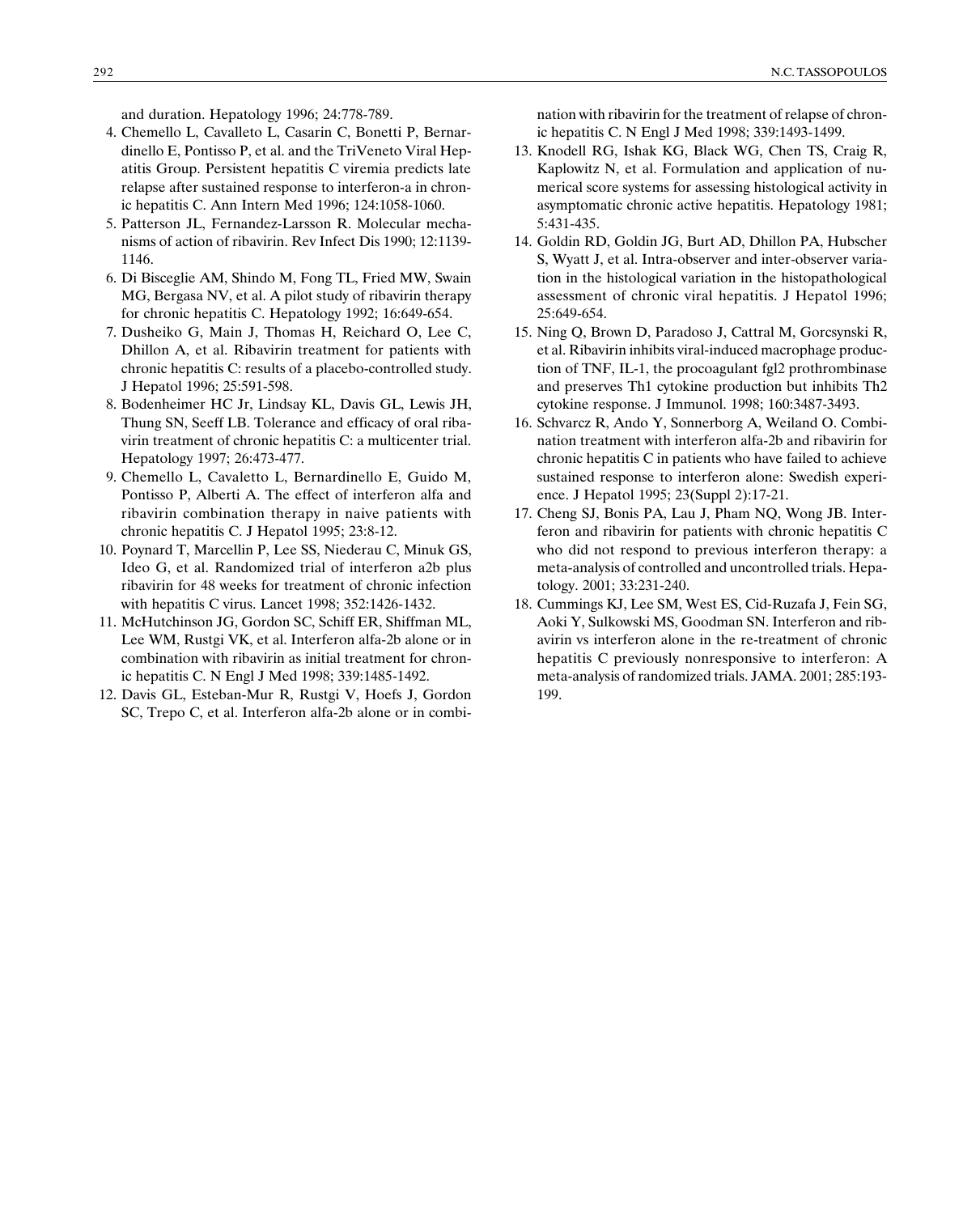and duration. Hepatology 1996; 24:778-789.

4. Chemello L, Cavalleto L, Casarin C, Bonetti P, Bernardinello E, Pontisso P, et al. and the TriVeneto Viral Hepatitis Group. Persistent hepatitis C viremia predicts late relapse after sustained response to interferon-a in chronic hepatitis C. Ann Intern Med 1996; 124:1058-1060.
5. Patterson JL, Fernandez-Larsson R. Molecular mechanisms of action of ribavirin. Rev Infect Dis 1990; 12:1139-1146.
6. Di Bisceglie AM, Shindo M, Fong TL, Fried MW, Swain MG, Bergasa NV, et al. A pilot study of ribavirin therapy for chronic hepatitis C. Hepatology 1992; 16:649-654.
7. Dusheiko G, Main J, Thomas H, Reichard O, Lee C, Dhillon A, et al. Ribavirin treatment for patients with chronic hepatitis C: results of a placebo-controlled study. J Hepatol 1996; 25:591-598.
8. Bodenheimer HC Jr, Lindsay KL, Davis GL, Lewis JH, Thung SN, Seeff LB. Tolerance and efficacy of oral ribavirin treatment of chronic hepatitis C: a multicenter trial. Hepatology 1997; 26:473-477.
9. Chemello L, Cavaletto L, Bernardinello E, Guido M, Pontisso P, Alberti A. The effect of interferon alfa and ribavirin combination therapy in naive patients with chronic hepatitis C. J Hepatol 1995; 23:8-12.
10. Poynard T, Marcellin P, Lee SS, Niederau C, Minuk GS, Ideo G, et al. Randomized trial of interferon a2b plus ribavirin for 48 weeks for treatment of chronic infection with hepatitis C virus. Lancet 1998; 352:1426-1432.
11. McHutchinson JG, Gordon SC, Schiff ER, Shiffman ML, Lee WM, Rustgi VK, et al. Interferon alfa-2b alone or in combination with ribavirin as initial treatment for chronic hepatitis C. N Engl J Med 1998; 339:1485-1492.
12. Davis GL, Esteban-Mur R, Rustgi V, Hoefs J, Gordon SC, Trepo C, et al. Interferon alfa-2b alone or in combination with ribavirin for the treatment of relapse of chronic hepatitis C. N Engl J Med 1998; 339:1493-1499.
13. Knodell RG, Ishak KG, Black WG, Chen TS, Craig R, Kaplowitz N, et al. Formulation and application of numerical score systems for assessing histological activity in asymptomatic chronic active hepatitis. Hepatology 1981; 5:431-435.
14. Goldin RD, Goldin JG, Burt AD, Dhillon PA, Hubscher S, Wyatt J, et al. Intra-observer and inter-observer variation in the histological variation in the histopathological assessment of chronic viral hepatitis. J Hepatol 1996; 25:649-654.
15. Ning Q, Brown D, Paradoso J, Cattral M, Gorcsynski R, et al. Ribavirin inhibits viral-induced macrophage production of TNF, IL-1, the procoagulant fgl2 prothrombinase and preserves Th1 cytokine production but inhibits Th2 cytokine response. J Immunol. 1998; 160:3487-3493.
16. Schvarcz R, Ando Y, Sonnerborg A, Weiland O. Combination treatment with interferon alfa-2b and ribavirin for chronic hepatitis C in patients who have failed to achieve sustained response to interferon alone: Swedish experience. J Hepatol 1995; 23(Suppl 2):17-21.
17. Cheng SJ, Bonis PA, Lau J, Pham NQ, Wong JB. Interferon and ribavirin for patients with chronic hepatitis C who did not respond to previous interferon therapy: a meta-analysis of controlled and uncontrolled trials. Hepatology. 2001; 33:231-240.
18. Cummings KJ, Lee SM, West ES, Cid-Ruzafa J, Fein SG, Aoki Y, Sulkowski MS, Goodman SN. Interferon and ribavirin vs interferon alone in the re-treatment of chronic hepatitis C previously nonresponsive to interferon: A meta-analysis of randomized trials. JAMA. 2001; 285:193-199.